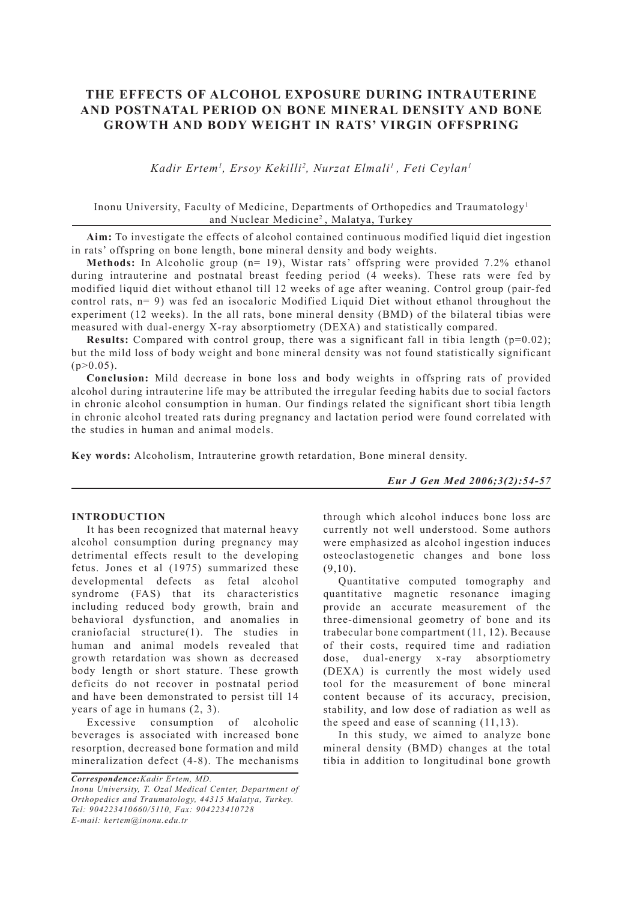# THE EFFECTS OF ALCOHOL EXPOSURE DURING INTRAUTERINE AND POSTNATAL PERIOD ON BONE MINERAL DENSITY AND BONE GROWTH AND BODY WEIGHT IN RATS' VIRGIN OFFSPRING

*Kadir Ertem[1], Ersoy Kekilli[2], Nurzat Elmali[1], Feti Ceylan[1]*

Inonu University, Faculty of Medicine, Departments of Orthopedics and Traumatology[1] and Nuclear Medicine[2], Malatya, Turkey

**Aim:** To investigate the effects of alcohol contained continuous modified liquid diet ingestion in rats' offspring on bone length, bone mineral density and body weights.

**Methods:** In Alcoholic group (n= 19), Wistar rats' offspring were provided 7.2% ethanol during intrauterine and postnatal breast feeding period (4 weeks). These rats were fed by modified liquid diet without ethanol till 12 weeks of age after weaning. Control group (pair-fed control rats, n= 9) was fed an isocaloric Modified Liquid Diet without ethanol throughout the experiment (12 weeks). In the all rats, bone mineral density (BMD) of the bilateral tibias were measured with dual-energy X-ray absorptiometry (DEXA) and statistically compared.

**Results:** Compared with control group, there was a significant fall in tibia length (p=0.02); but the mild loss of body weight and bone mineral density was not found statistically significant (p>0.05).

**Conclusion:** Mild decrease in bone loss and body weights in offspring rats of provided alcohol during intrauterine life may be attributed the irregular feeding habits due to social factors in chronic alcohol consumption in human. Our findings related the significant short tibia length in chronic alcohol treated rats during pregnancy and lactation period were found correlated with the studies in human and animal models.

**Key words:** Alcoholism, Intrauterine growth retardation, Bone mineral density.

## INTRODUCTION

It has been recognized that maternal heavy alcohol consumption during pregnancy may detrimental effects result to the developing fetus. Jones et al (1975) summarized these developmental defects as fetal alcohol syndrome (FAS) that its characteristics including reduced body growth, brain and behavioral dysfunction, and anomalies in craniofacial structure(1). The studies in human and animal models revealed that growth retardation was shown as decreased body length or short stature. These growth deficits do not recover in postnatal period and have been demonstrated to persist till 14 years of age in humans (2, 3).

Excessive consumption of alcoholic beverages is associated with increased bone resorption, decreased bone formation and mild mineralization defect (4-8). The mechanisms through which alcohol induces bone loss are currently not well understood. Some authors were emphasized as alcohol ingestion induces osteoclastogenetic changes and bone loss (9,10).

Quantitative computed tomography and quantitative magnetic resonance imaging provide an accurate measurement of the three-dimensional geometry of bone and its trabecular bone compartment (11, 12). Because of their costs, required time and radiation dose, dual-energy x-ray absorptiometry (DEXA) is currently the most widely used tool for the measurement of bone mineral content because of its accuracy, precision, stability, and low dose of radiation as well as the speed and ease of scanning (11,13).

In this study, we aimed to analyze bone mineral density (BMD) changes at the total tibia in addition to longitudinal bone growth

*Correspondence: Kadir Ertem, MD.*
*Inonu University, T. Ozal Medical Center, Department of Orthopedics and Traumatology, 44315 Malatya, Turkey.*
*Tel: 904223410660/5110, Fax: 904223410728*
*E-mail: kertem@inonu.edu.tr*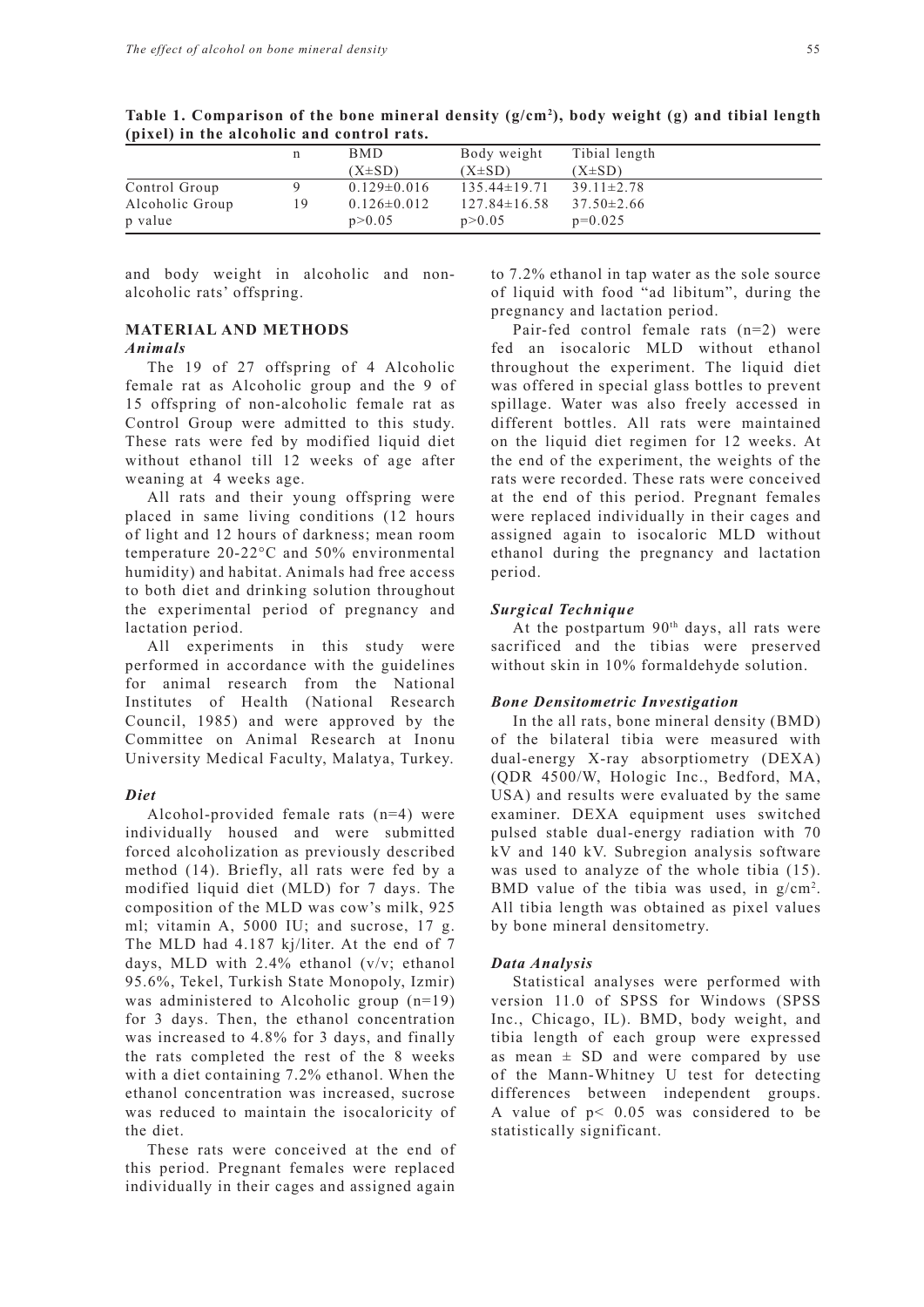**Table 1. Comparison of the bone mineral density ($g/cm^2$), body weight (g) and tibial length (pixel) in the alcoholic and control rats.**

| | n | BMD (X±SD) | Body weight (X±SD) | Tibial length (X±SD) |
|---|---|---|---|---|
| Control Group | 9 | 0.129±0.016 | 135.44±19.71 | 39.11±2.78 |
| Alcoholic Group | 19 | 0.126±0.012 | 127.84±16.58 | 37.50±2.66 |
| p value | | p>0.05 | p>0.05 | p=0.025 |

and body weight in alcoholic and non-alcoholic rats' offspring.

## MATERIAL AND METHODS

### *Animals*

The 19 of 27 offspring of 4 Alcoholic female rat as Alcoholic group and the 9 of 15 offspring of non-alcoholic female rat as Control Group were admitted to this study. These rats were fed by modified liquid diet without ethanol till 12 weeks of age after weaning at 4 weeks age.

All rats and their young offspring were placed in same living conditions (12 hours of light and 12 hours of darkness; mean room temperature 20-22°C and 50% environmental humidity) and habitat. Animals had free access to both diet and drinking solution throughout the experimental period of pregnancy and lactation period.

All experiments in this study were performed in accordance with the guidelines for animal research from the National Institutes of Health (National Research Council, 1985) and were approved by the Committee on Animal Research at Inonu University Medical Faculty, Malatya, Turkey.

### *Diet*

Alcohol-provided female rats (n=4) were individually housed and were submitted forced alcoholization as previously described method (14). Briefly, all rats were fed by a modified liquid diet (MLD) for 7 days. The composition of the MLD was cow's milk, 925 ml; vitamin A, 5000 IU; and sucrose, 17 g. The MLD had 4.187 kj/liter. At the end of 7 days, MLD with 2.4% ethanol (v/v; ethanol 95.6%, Tekel, Turkish State Monopoly, Izmir) was administered to Alcoholic group (n=19) for 3 days. Then, the ethanol concentration was increased to 4.8% for 3 days, and finally the rats completed the rest of the 8 weeks with a diet containing 7.2% ethanol. When the ethanol concentration was increased, sucrose was reduced to maintain the isocaloricity of the diet.

These rats were conceived at the end of this period. Pregnant females were replaced individually in their cages and assigned again to 7.2% ethanol in tap water as the sole source of liquid with food "ad libitum", during the pregnancy and lactation period.

Pair-fed control female rats (n=2) were fed an isocaloric MLD without ethanol throughout the experiment. The liquid diet was offered in special glass bottles to prevent spillage. Water was also freely accessed in different bottles. All rats were maintained on the liquid diet regimen for 12 weeks. At the end of the experiment, the weights of the rats were recorded. These rats were conceived at the end of this period. Pregnant females were replaced individually in their cages and assigned again to isocaloric MLD without ethanol during the pregnancy and lactation period.

### *Surgical Technique*

At the postpartum 90th days, all rats were sacrificed and the tibias were preserved without skin in 10% formaldehyde solution.

### *Bone Densitometric Investigation*

In the all rats, bone mineral density (BMD) of the bilateral tibia were measured with dual-energy X-ray absorptiometry (DEXA) (QDR 4500/W, Hologic Inc., Bedford, MA, USA) and results were evaluated by the same examiner. DEXA equipment uses switched pulsed stable dual-energy radiation with 70 kV and 140 kV. Subregion analysis software was used to analyze of the whole tibia (15). BMD value of the tibia was used, in $g/cm^2$. All tibia length was obtained as pixel values by bone mineral densitometry.

### *Data Analysis*

Statistical analyses were performed with version 11.0 of SPSS for Windows (SPSS Inc., Chicago, IL). BMD, body weight, and tibia length of each group were expressed as mean ± SD and were compared by use of the Mann-Whitney U test for detecting differences between independent groups. A value of $p< 0.05$ was considered to be statistically significant.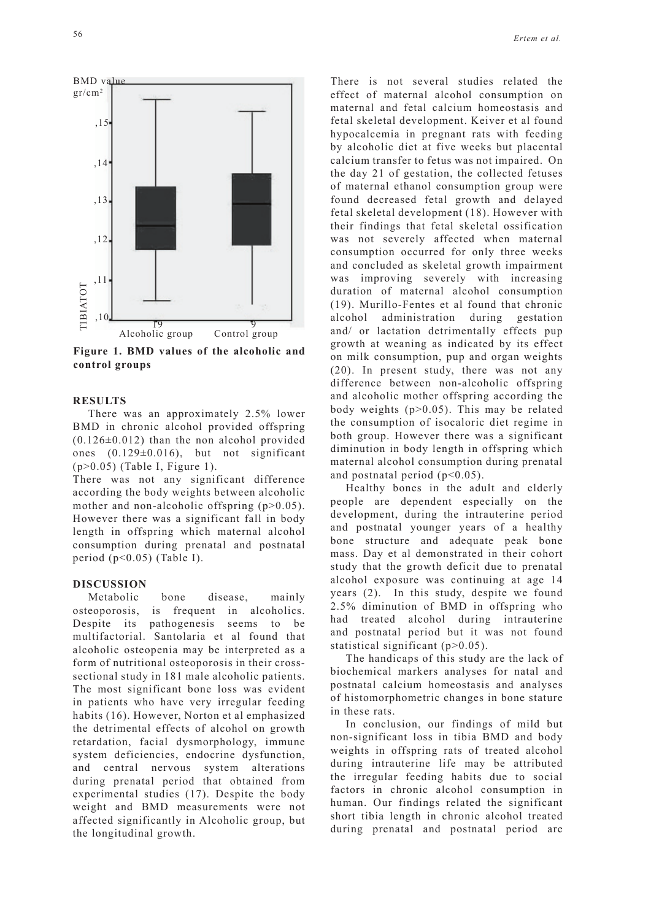Figure 1. BMD values of the alcoholic and control groups

## RESULTS

There was an approximately 2.5% lower BMD in chronic alcohol provided offspring (0.126±0.012) than the non alcohol provided ones (0.129±0.016), but not significant ($p>0.05$) (Table I, Figure 1).

There was not any significant difference according the body weights between alcoholic mother and non-alcoholic offspring ($p>0.05$). However there was a significant fall in body length in offspring which maternal alcohol consumption during prenatal and postnatal period ($p<0.05$) (Table I).

## DISCUSSION

Metabolic bone disease, mainly osteoporosis, is frequent in alcoholics. Despite its pathogenesis seems to be multifactorial. Santolaria et al found that alcoholic osteopenia may be interpreted as a form of nutritional osteoporosis in their cross-sectional study in 181 male alcoholic patients. The most significant bone loss was evident in patients who have very irregular feeding habits (16). However, Norton et al emphasized the detrimental effects of alcohol on growth retardation, facial dysmorphology, immune system deficiencies, endocrine dysfunction, and central nervous system alterations during prenatal period that obtained from experimental studies (17). Despite the body weight and BMD measurements were not affected significantly in Alcoholic group, but the longitudinal growth.

There is not several studies related the effect of maternal alcohol consumption on maternal and fetal calcium homeostasis and fetal skeletal development. Keiver et al found hypocalcemia in pregnant rats with feeding by alcoholic diet at five weeks but placental calcium transfer to fetus was not impaired. On the day 21 of gestation, the collected fetuses of maternal ethanol consumption group were found decreased fetal growth and delayed fetal skeletal development (18). However with their findings that fetal skeletal ossification was not severely affected when maternal consumption occurred for only three weeks and concluded as skeletal growth impairment was improving severely with increasing duration of maternal alcohol consumption (19). Murillo-Fentes et al found that chronic alcohol administration during gestation and/ or lactation detrimentally effects pup growth at weaning as indicated by its effect on milk consumption, pup and organ weights (20). In present study, there was not any difference between non-alcoholic offspring and alcoholic mother offspring according the body weights ($p>0.05$). This may be related the consumption of isocaloric diet regime in both group. However there was a significant diminution in body length in offspring which maternal alcohol consumption during prenatal and postnatal period ($p<0.05$).

Healthy bones in the adult and elderly people are dependent especially on the development, during the intrauterine period and postnatal younger years of a healthy bone structure and adequate peak bone mass. Day et al demonstrated in their cohort study that the growth deficit due to prenatal alcohol exposure was continuing at age 14 years (2). In this study, despite we found 2.5% diminution of BMD in offspring who had treated alcohol during intrauterine and postnatal period but it was not found statistical significant ($p>0.05$).

The handicaps of this study are the lack of biochemical markers analyses for natal and postnatal calcium homeostasis and analyses of histomorphometric changes in bone stature in these rats.

In conclusion, our findings of mild but non-significant loss in tibia BMD and body weights in offspring rats of treated alcohol during intrauterine life may be attributed the irregular feeding habits due to social factors in chronic alcohol consumption in human. Our findings related the significant short tibia length in chronic alcohol treated during prenatal and postnatal period are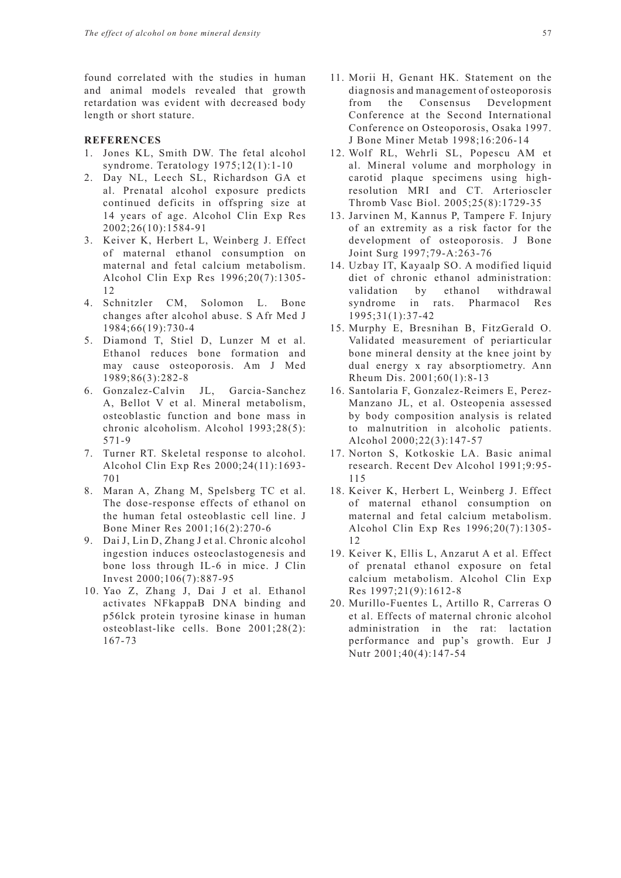found correlated with the studies in human and animal models revealed that growth retardation was evident with decreased body length or short stature.

**REFERENCES**

1. Jones KL, Smith DW. The fetal alcohol syndrome. Teratology 1975;12(1):1-10
2. Day NL, Leech SL, Richardson GA et al. Prenatal alcohol exposure predicts continued deficits in offspring size at 14 years of age. Alcohol Clin Exp Res 2002;26(10):1584-91
3. Keiver K, Herbert L, Weinberg J. Effect of maternal ethanol consumption on maternal and fetal calcium metabolism. Alcohol Clin Exp Res 1996;20(7):1305-12
4. Schnitzler CM, Solomon L. Bone changes after alcohol abuse. S Afr Med J 1984;66(19):730-4
5. Diamond T, Stiel D, Lunzer M et al. Ethanol reduces bone formation and may cause osteoporosis. Am J Med 1989;86(3):282-8
6. Gonzalez-Calvin JL, Garcia-Sanchez A, Bellot V et al. Mineral metabolism, osteoblastic function and bone mass in chronic alcoholism. Alcohol 1993;28(5): 571-9
7. Turner RT. Skeletal response to alcohol. Alcohol Clin Exp Res 2000;24(11):1693-701
8. Maran A, Zhang M, Spelsberg TC et al. The dose-response effects of ethanol on the human fetal osteoblastic cell line. J Bone Miner Res 2001;16(2):270-6
9. Dai J, Lin D, Zhang J et al. Chronic alcohol ingestion induces osteoclastogenesis and bone loss through IL-6 in mice. J Clin Invest 2000;106(7):887-95
10. Yao Z, Zhang J, Dai J et al. Ethanol activates NFkappaB DNA binding and p56lck protein tyrosine kinase in human osteoblast-like cells. Bone 2001;28(2): 167-73
11. Morii H, Genant HK. Statement on the diagnosis and management of osteoporosis from the Consensus Development Conference at the Second International Conference on Osteoporosis, Osaka 1997. J Bone Miner Metab 1998;16:206-14
12. Wolf RL, Wehrli SL, Popescu AM et al. Mineral volume and morphology in carotid plaque specimens using high-resolution MRI and CT. Arterioscler Thromb Vasc Biol. 2005;25(8):1729-35
13. Jarvinen M, Kannus P, Tampere F. Injury of an extremity as a risk factor for the development of osteoporosis. J Bone Joint Surg 1997;79-A:263-76
14. Uzbay IT, Kayaalp SO. A modified liquid diet of chronic ethanol administration: validation by ethanol withdrawal syndrome in rats. Pharmacol Res 1995;31(1):37-42
15. Murphy E, Bresnihan B, FitzGerald O. Validated measurement of periarticular bone mineral density at the knee joint by dual energy x ray absorptiometry. Ann Rheum Dis. 2001;60(1):8-13
16. Santolaria F, Gonzalez-Reimers E, Perez-Manzano JL, et al. Osteopenia assessed by body composition analysis is related to malnutrition in alcoholic patients. Alcohol 2000;22(3):147-57
17. Norton S, Kotkoskie LA. Basic animal research. Recent Dev Alcohol 1991;9:95-115
18. Keiver K, Herbert L, Weinberg J. Effect of maternal ethanol consumption on maternal and fetal calcium metabolism. Alcohol Clin Exp Res 1996;20(7):1305-12
19. Keiver K, Ellis L, Anzarut A et al. Effect of prenatal ethanol exposure on fetal calcium metabolism. Alcohol Clin Exp Res 1997;21(9):1612-8
20. Murillo-Fuentes L, Artillo R, Carreras O et al. Effects of maternal chronic alcohol administration in the rat: lactation performance and pup's growth. Eur J Nutr 2001;40(4):147-54